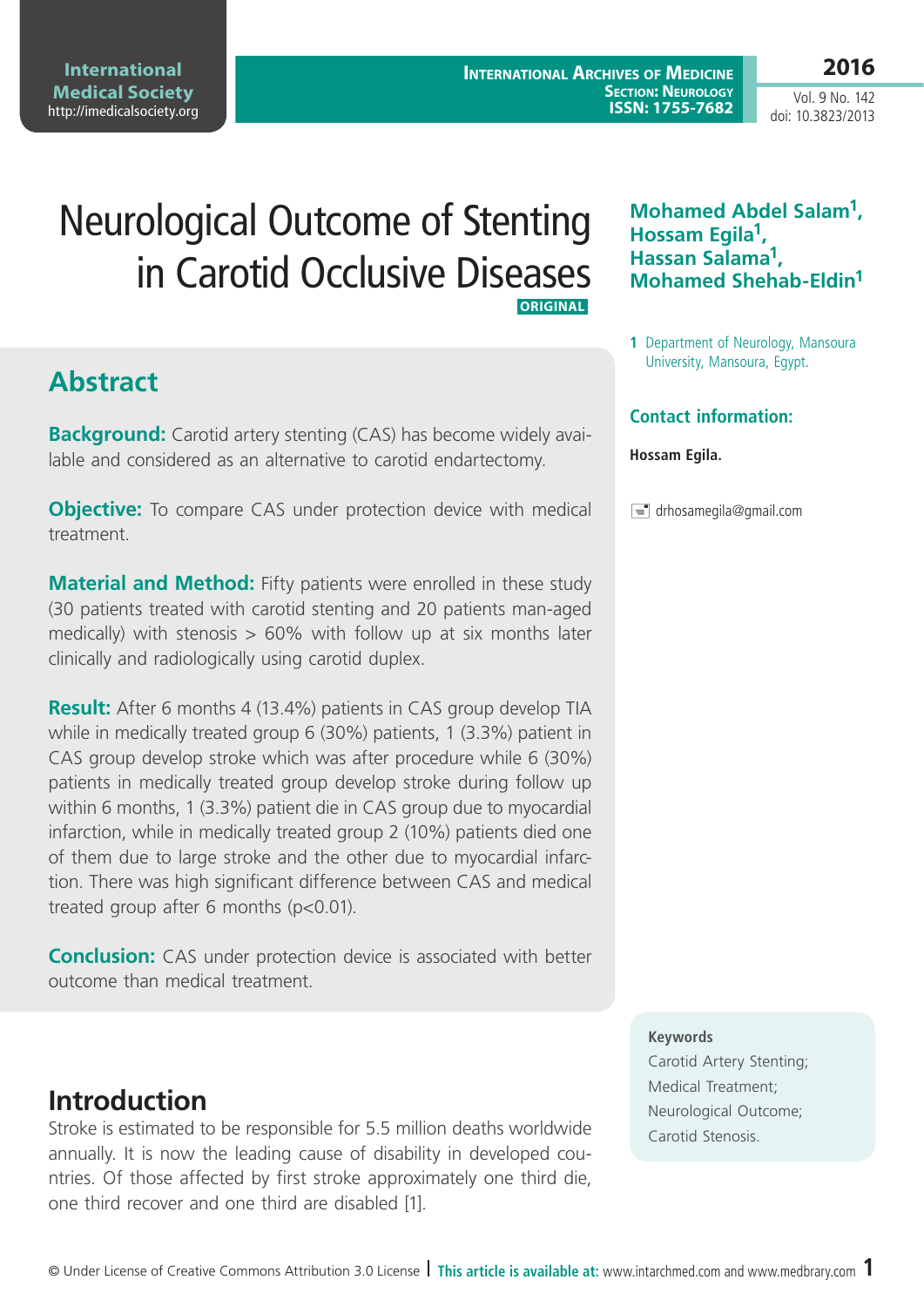# Neurological Outcome of Stenting in Carotid Occlusive Diseases

ORIGINAL

**Mohamed Abdel Salam[1], Hossam Egila[1], Hassan Salama[1], Mohamed Shehab-Eldin[1]**

1 Department of Neurology, Mansoura University, Mansoura, Egypt.

**Contact information:**

**Hossam Egila.**

drhosamegila@gmail.com

## Abstract

**Background:** Carotid artery stenting (CAS) has become widely available and considered as an alternative to carotid endartectomy.

**Objective:** To compare CAS under protection device with medical treatment.

**Material and Method:** Fifty patients were enrolled in these study (30 patients treated with carotid stenting and 20 patients man-aged medically) with stenosis > 60% with follow up at six months later clinically and radiologically using carotid duplex.

**Result:** After 6 months 4 (13.4%) patients in CAS group develop TIA while in medically treated group 6 (30%) patients, 1 (3.3%) patient in CAS group develop stroke which was after procedure while 6 (30%) patients in medically treated group develop stroke during follow up within 6 months, 1 (3.3%) patient die in CAS group due to myocardial infarction, while in medically treated group 2 (10%) patients died one of them due to large stroke and the other due to myocardial infarction. There was high significant difference between CAS and medical treated group after 6 months ($p<0.01$).

**Conclusion:** CAS under protection device is associated with better outcome than medical treatment.

**Keywords**

Carotid Artery Stenting; Medical Treatment; Neurological Outcome; Carotid Stenosis.

## Introduction

Stroke is estimated to be responsible for 5.5 million deaths worldwide annually. It is now the leading cause of disability in developed countries. Of those affected by first stroke approximately one third die, one third recover and one third are disabled [1].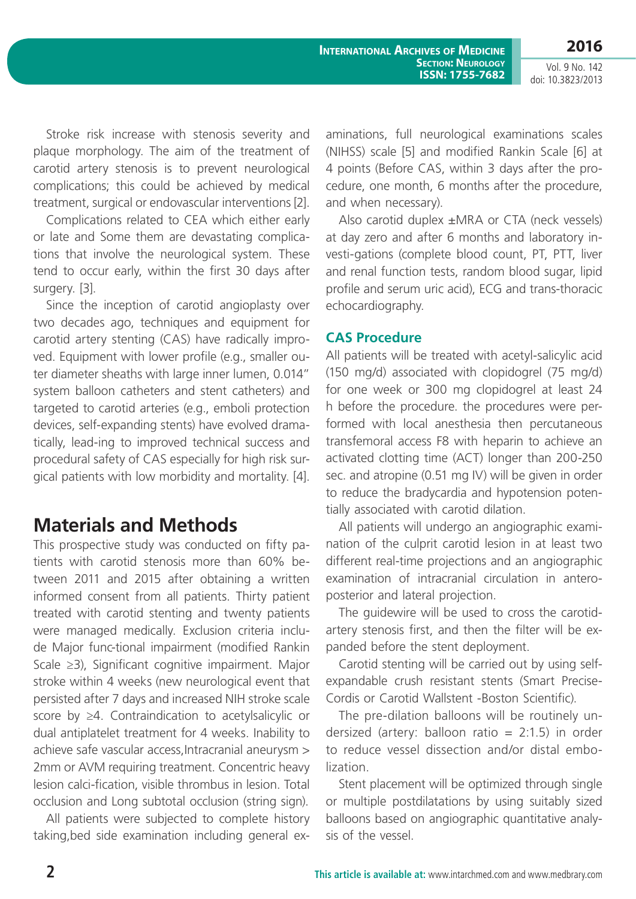Stroke risk increase with stenosis severity and plaque morphology. The aim of the treatment of carotid artery stenosis is to prevent neurological complications; this could be achieved by medical treatment, surgical or endovascular interventions [2].

Complications related to CEA which either early or late and Some them are devastating complications that involve the neurological system. These tend to occur early, within the first 30 days after surgery. [3].

Since the inception of carotid angioplasty over two decades ago, techniques and equipment for carotid artery stenting (CAS) have radically improved. Equipment with lower profile (e.g., smaller outer diameter sheaths with large inner lumen, 0.014" system balloon catheters and stent catheters) and targeted to carotid arteries (e.g., emboli protection devices, self-expanding stents) have evolved dramatically, lead-ing to improved technical success and procedural safety of CAS especially for high risk surgical patients with low morbidity and mortality. [4].

## Materials and Methods

This prospective study was conducted on fifty patients with carotid stenosis more than 60% between 2011 and 2015 after obtaining a written informed consent from all patients. Thirty patient treated with carotid stenting and twenty patients were managed medically. Exclusion criteria include Major func-tional impairment (modified Rankin Scale ≥3), Significant cognitive impairment. Major stroke within 4 weeks (new neurological event that persisted after 7 days and increased NIH stroke scale score by ≥4. Contraindication to acetylsalicylic or dual antiplatelet treatment for 4 weeks. Inability to achieve safe vascular access,Intracranial aneurysm > 2mm or AVM requiring treatment. Concentric heavy lesion calci-fication, visible thrombus in lesion. Total occlusion and Long subtotal occlusion (string sign).

All patients were subjected to complete history taking,bed side examination including general examinations, full neurological examinations scales (NIHSS) scale [5] and modified Rankin Scale [6] at 4 points (Before CAS, within 3 days after the procedure, one month, 6 months after the procedure, and when necessary).

Also carotid duplex ±MRA or CTA (neck vessels) at day zero and after 6 months and laboratory investi-gations (complete blood count, PT, PTT, liver and renal function tests, random blood sugar, lipid profile and serum uric acid), ECG and trans-thoracic echocardiography.

### CAS Procedure

All patients will be treated with acetyl-salicylic acid (150 mg/d) associated with clopidogrel (75 mg/d) for one week or 300 mg clopidogrel at least 24 h before the procedure. the procedures were performed with local anesthesia then percutaneous transfemoral access F8 with heparin to achieve an activated clotting time (ACT) longer than 200-250 sec. and atropine (0.51 mg IV) will be given in order to reduce the bradycardia and hypotension potentially associated with carotid dilation.

All patients will undergo an angiographic examination of the culprit carotid lesion in at least two different real-time projections and an angiographic examination of intracranial circulation in antero-posterior and lateral projection.

The guidewire will be used to cross the carotid-artery stenosis first, and then the filter will be expanded before the stent deployment.

Carotid stenting will be carried out by using self-expandable crush resistant stents (Smart Precise-Cordis or Carotid Wallstent -Boston Scientific).

The pre-dilation balloons will be routinely undersized (artery: balloon ratio = 2:1.5) in order to reduce vessel dissection and/or distal embolization.

Stent placement will be optimized through single or multiple postdilatations by using suitably sized balloons based on angiographic quantitative analysis of the vessel.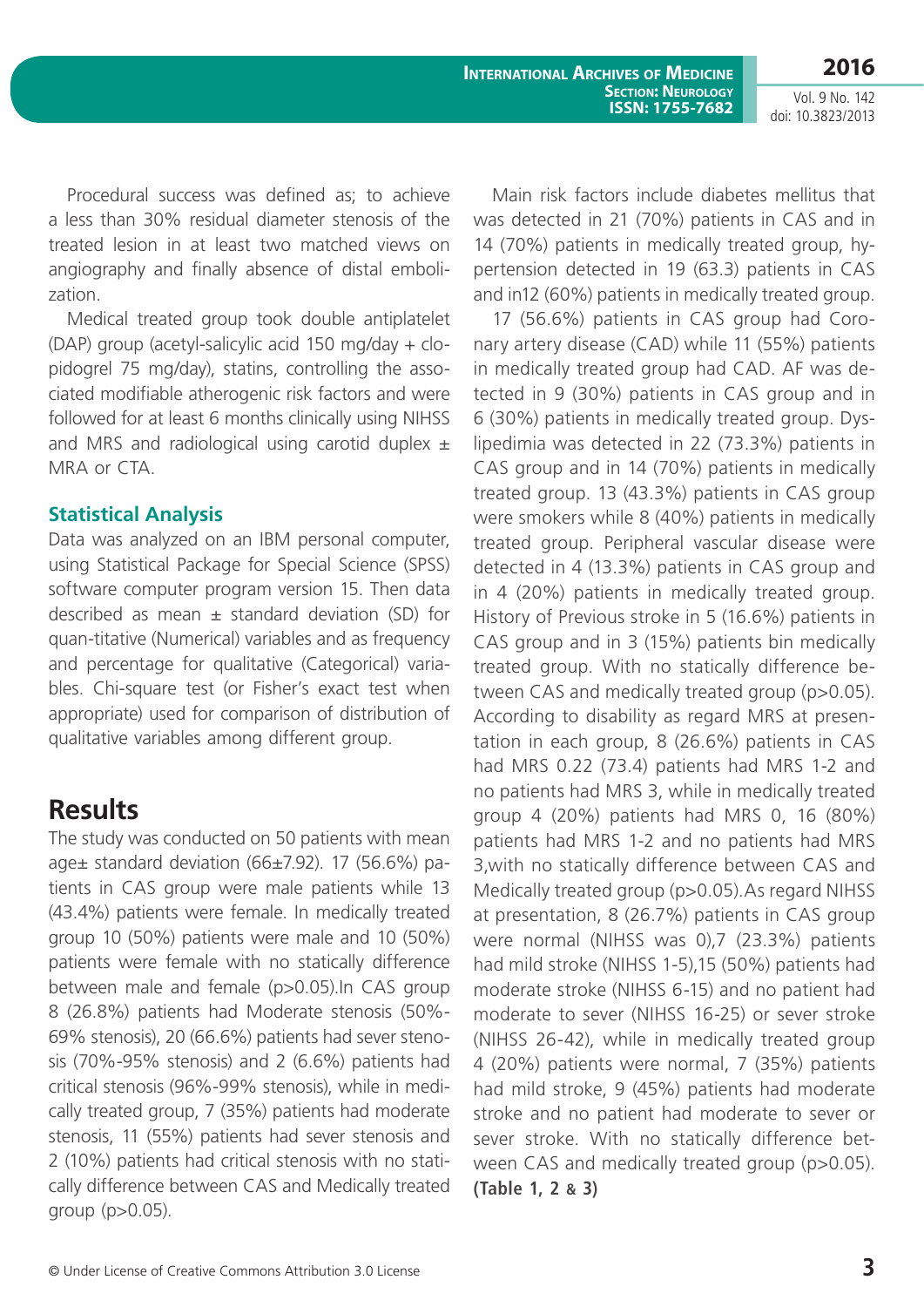Procedural success was defined as; to achieve a less than 30% residual diameter stenosis of the treated lesion in at least two matched views on angiography and finally absence of distal embolization.

Medical treated group took double antiplatelet (DAP) group (acetyl-salicylic acid 150 mg/day + clopidogrel 75 mg/day), statins, controlling the associated modifiable atherogenic risk factors and were followed for at least 6 months clinically using NIHSS and MRS and radiological using carotid duplex ± MRA or CTA.

### Statistical Analysis

Data was analyzed on an IBM personal computer, using Statistical Package for Special Science (SPSS) software computer program version 15. Then data described as mean ± standard deviation (SD) for quan-titative (Numerical) variables and as frequency and percentage for qualitative (Categorical) variables. Chi-square test (or Fisher's exact test when appropriate) used for comparison of distribution of qualitative variables among different group.

## Results

The study was conducted on 50 patients with mean age± standard deviation (66±7.92). 17 (56.6%) patients in CAS group were male patients while 13 (43.4%) patients were female. In medically treated group 10 (50%) patients were male and 10 (50%) patients were female with no statically difference between male and female (p>0.05).In CAS group 8 (26.8%) patients had Moderate stenosis (50%-69% stenosis), 20 (66.6%) patients had sever stenosis (70%-95% stenosis) and 2 (6.6%) patients had critical stenosis (96%-99% stenosis), while in medically treated group, 7 (35%) patients had moderate stenosis, 11 (55%) patients had sever stenosis and 2 (10%) patients had critical stenosis with no statically difference between CAS and Medically treated group (p>0.05).

Main risk factors include diabetes mellitus that was detected in 21 (70%) patients in CAS and in 14 (70%) patients in medically treated group, hypertension detected in 19 (63.3) patients in CAS and in12 (60%) patients in medically treated group.

17 (56.6%) patients in CAS group had Coronary artery disease (CAD) while 11 (55%) patients in medically treated group had CAD. AF was detected in 9 (30%) patients in CAS group and in 6 (30%) patients in medically treated group. Dyslipedimia was detected in 22 (73.3%) patients in CAS group and in 14 (70%) patients in medically treated group. 13 (43.3%) patients in CAS group were smokers while 8 (40%) patients in medically treated group. Peripheral vascular disease were detected in 4 (13.3%) patients in CAS group and in 4 (20%) patients in medically treated group. History of Previous stroke in 5 (16.6%) patients in CAS group and in 3 (15%) patients bin medically treated group. With no statically difference between CAS and medically treated group (p>0.05). According to disability as regard MRS at presentation in each group, 8 (26.6%) patients in CAS had MRS 0.22 (73.4) patients had MRS 1-2 and no patients had MRS 3, while in medically treated group 4 (20%) patients had MRS 0, 16 (80%) patients had MRS 1-2 and no patients had MRS 3,with no statically difference between CAS and Medically treated group (p>0.05).As regard NIHSS at presentation, 8 (26.7%) patients in CAS group were normal (NIHSS was 0),7 (23.3%) patients had mild stroke (NIHSS 1-5),15 (50%) patients had moderate stroke (NIHSS 6-15) and no patient had moderate to sever (NIHSS 16-25) or sever stroke (NIHSS 26-42), while in medically treated group 4 (20%) patients were normal, 7 (35%) patients had mild stroke, 9 (45%) patients had moderate stroke and no patient had moderate to sever or sever stroke. With no statically difference between CAS and medically treated group (p>0.05). **(Table 1, 2 & 3)**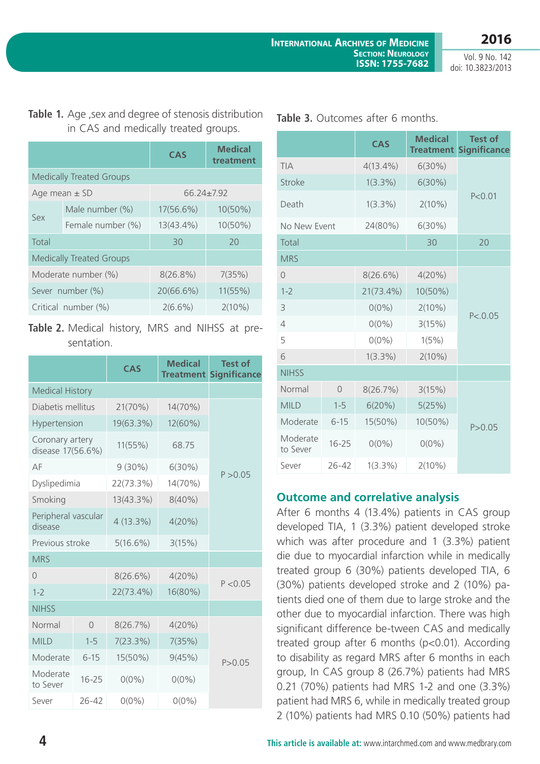**Table 1.** Age ,sex and degree of stenosis distribution in CAS and medically treated groups.

| | | CAS | Medical treatment |
|---|---|---|---|
| Medically Treated Groups | | | |
| Age mean ± SD | | 66.24±7.92 | |
| Sex | Male number (%) | 17(56.6%) | 10(50%) |
| | Female number (%) | 13(43.4%) | 10(50%) |
| Total | | 30 | 20 |
| Medically Treated Groups | | | |
| Moderate number (%) | | 8(26.8%) | 7(35%) |
| Sever number (%) | | 20(66.6%) | 11(55%) |
| Critical number (%) | | 2(6.6%) | 2(10%) |

**Table 2.** Medical history, MRS and NIHSS at presentation.

| | | CAS | Medical Treatment | Test of Significance |
|---|---|---|---|---|
| Medical History | | | | |
| Diabetis mellitus | | 21(70%) | 14(70%) | P >0.05 |
| Hypertension | | 19(63.3%) | 12(60%) | |
| Coronary artery disease 17(56.6%) | | 11(55%) | 68.75 | |
| AF | | 9 (30%) | 6(30%) | |
| Dyslipedimia | | 22(73.3%) | 14(70%) | |
| Smoking | | 13(43.3%) | 8(40%) | |
| Peripheral vascular disease | | 4 (13.3%) | 4(20%) | |
| Previous stroke | | 5(16.6%) | 3(15%) | |
| MRS | | | | |
| 0 | | 8(26.6%) | 4(20%) | P <0.05 |
| 1-2 | | 22(73.4%) | 16(80%) | |
| NIHSS | | | | |
| Normal | 0 | 8(26.7%) | 4(20%) | P>0.05 |
| MILD | 1-5 | 7(23.3%) | 7(35%) | |
| Moderate | 6-15 | 15(50%) | 9(45%) | |
| Moderate to Sever | 16-25 | 0(0%) | 0(0%) | |
| Sever | 26-42 | 0(0%) | 0(0%) | |

**Table 3.** Outcomes after 6 months.

| | | CAS | Medical Treatment | Test of Significance |
|---|---|---|---|---|
| TIA | | 4(13.4%) | 6(30%) | P<0.01 |
| Stroke | | 1(3.3%) | 6(30%) | |
| Death | | 1(3.3%) | 2(10%) | |
| No New Event | | 24(80%) | 6(30%) | |
| Total | | | 30 | 20 |
| MRS | | | | |
| 0 | | 8(26.6%) | 4(20%) | P<.0.05 |
| 1-2 | | 21(73.4%) | 10(50%) | |
| 3 | | 0(0%) | 2(10%) | |
| 4 | | 0(0%) | 3(15%) | |
| 5 | | 0(0%) | 1(5%) | |
| 6 | | 1(3.3%) | 2(10%) | |
| NIHSS | | | | |
| Normal | 0 | 8(26.7%) | 3(15%) | P>0.05 |
| MILD | 1-5 | 6(20%) | 5(25%) | |
| Moderate | 6-15 | 15(50%) | 10(50%) | |
| Moderate to Sever | 16-25 | 0(0%) | 0(0%) | |
| Sever | 26-42 | 1(3.3%) | 2(10%) | |

## Outcome and correlative analysis

After 6 months 4 (13.4%) patients in CAS group developed TIA, 1 (3.3%) patient developed stroke which was after procedure and 1 (3.3%) patient die due to myocardial infarction while in medically treated group 6 (30%) patients developed TIA, 6 (30%) patients developed stroke and 2 (10%) patients died one of them due to large stroke and the other due to myocardial infarction. There was high significant difference be-tween CAS and medically treated group after 6 months (p<0.01). According to disability as regard MRS after 6 months in each group, In CAS group 8 (26.7%) patients had MRS 0.21 (70%) patients had MRS 1-2 and one (3.3%) patient had MRS 6, while in medically treated group 2 (10%) patients had MRS 0.10 (50%) patients had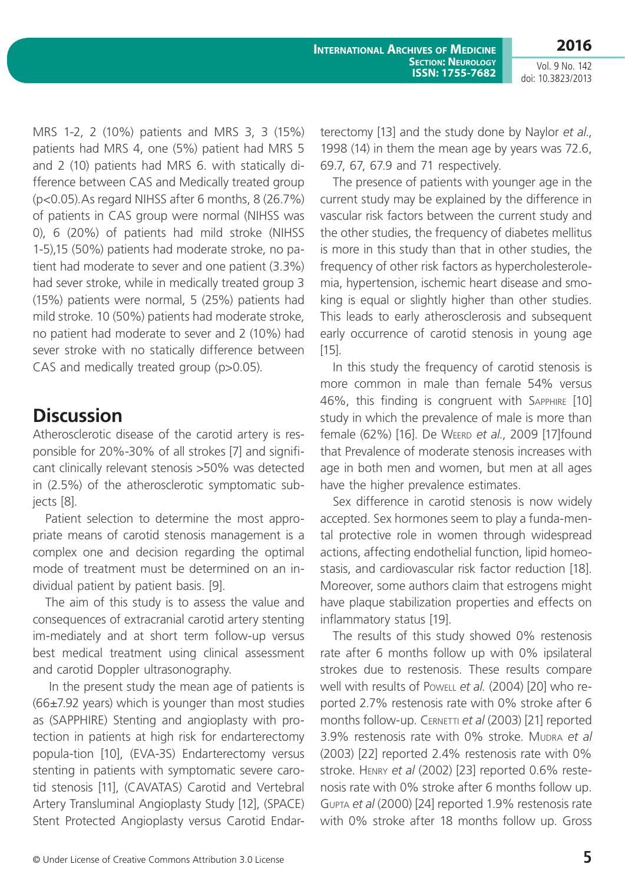MRS 1-2, 2 (10%) patients and MRS 3, 3 (15%) patients had MRS 4, one (5%) patient had MRS 5 and 2 (10) patients had MRS 6. with statically difference between CAS and Medically treated group ($p<0.05$).As regard NIHSS after 6 months, 8 (26.7%) of patients in CAS group were normal (NIHSS was 0), 6 (20%) of patients had mild stroke (NIHSS 1-5),15 (50%) patients had moderate stroke, no patient had moderate to sever and one patient (3.3%) had sever stroke, while in medically treated group 3 (15%) patients were normal, 5 (25%) patients had mild stroke. 10 (50%) patients had moderate stroke, no patient had moderate to sever and 2 (10%) had sever stroke with no statically difference between CAS and medically treated group ($p>0.05$).

## Discussion

Atherosclerotic disease of the carotid artery is responsible for 20%-30% of all strokes [7] and significant clinically relevant stenosis >50% was detected in (2.5%) of the atherosclerotic symptomatic subjects [8].

Patient selection to determine the most appropriate means of carotid stenosis management is a complex one and decision regarding the optimal mode of treatment must be determined on an individual patient by patient basis. [9].

The aim of this study is to assess the value and consequences of extracranial carotid artery stenting im-mediately and at short term follow-up versus best medical treatment using clinical assessment and carotid Doppler ultrasonography.

In the present study the mean age of patients is (66±7.92 years) which is younger than most studies as (SAPPHIRE) Stenting and angioplasty with protection in patients at high risk for endarterectomy popula-tion [10], (EVA-3S) Endarterectomy versus stenting in patients with symptomatic severe carotid stenosis [11], (CAVATAS) Carotid and Vertebral Artery Transluminal Angioplasty Study [12], (SPACE) Stent Protected Angioplasty versus Carotid Endarterectomy [13] and the study done by Naylor *et al.*, 1998 (14) in them the mean age by years was 72.6, 69.7, 67, 67.9 and 71 respectively.

The presence of patients with younger age in the current study may be explained by the difference in vascular risk factors between the current study and the other studies, the frequency of diabetes mellitus is more in this study than that in other studies, the frequency of other risk factors as hypercholesterolemia, hypertension, ischemic heart disease and smoking is equal or slightly higher than other studies. This leads to early atherosclerosis and subsequent early occurrence of carotid stenosis in young age [15].

In this study the frequency of carotid stenosis is more common in male than female 54% versus 46%, this finding is congruent with Sapphire [10] study in which the prevalence of male is more than female (62%) [16]. De Weerd *et al.*, 2009 [17]found that Prevalence of moderate stenosis increases with age in both men and women, but men at all ages have the higher prevalence estimates.

Sex difference in carotid stenosis is now widely accepted. Sex hormones seem to play a funda-mental protective role in women through widespread actions, affecting endothelial function, lipid homeostasis, and cardiovascular risk factor reduction [18]. Moreover, some authors claim that estrogens might have plaque stabilization properties and effects on inflammatory status [19].

The results of this study showed 0% restenosis rate after 6 months follow up with 0% ipsilateral strokes due to restenosis. These results compare well with results of Powell *et al.* (2004) [20] who reported 2.7% restenosis rate with 0% stroke after 6 months follow-up. Cernetti *et al* (2003) [21] reported 3.9% restenosis rate with 0% stroke. Mudra *et al* (2003) [22] reported 2.4% restenosis rate with 0% stroke. Henry *et al* (2002) [23] reported 0.6% restenosis rate with 0% stroke after 6 months follow up. Gupta *et al* (2000) [24] reported 1.9% restenosis rate with 0% stroke after 18 months follow up. Gross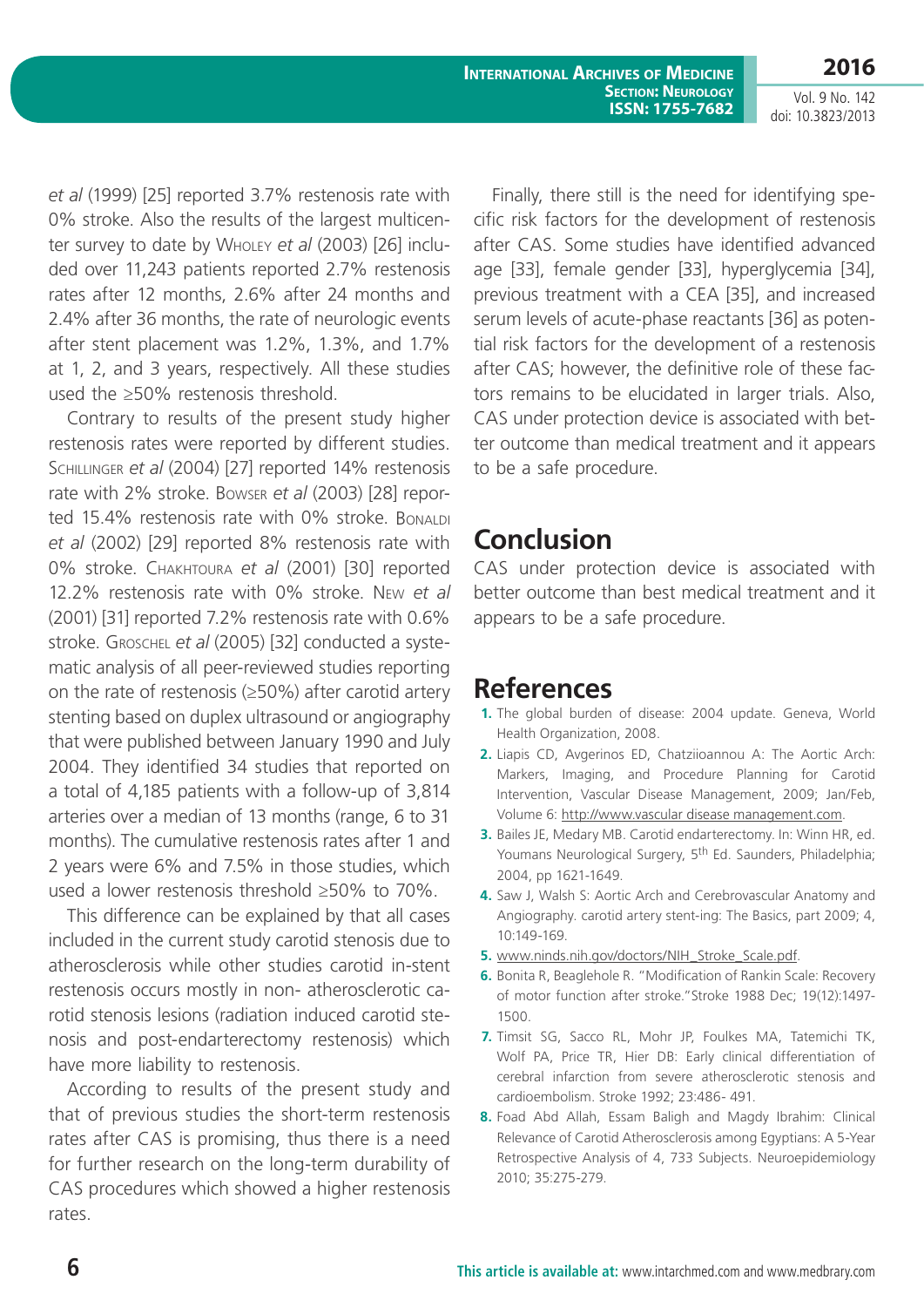*et al* (1999) [25] reported 3.7% restenosis rate with 0% stroke. Also the results of the largest multicenter survey to date by Wholey *et al* (2003) [26] included over 11,243 patients reported 2.7% restenosis rates after 12 months, 2.6% after 24 months and 2.4% after 36 months, the rate of neurologic events after stent placement was 1.2%, 1.3%, and 1.7% at 1, 2, and 3 years, respectively. All these studies used the ≥50% restenosis threshold.

Contrary to results of the present study higher restenosis rates were reported by different studies. Schillinger *et al* (2004) [27] reported 14% restenosis rate with 2% stroke. Bowser *et al* (2003) [28] reported 15.4% restenosis rate with 0% stroke. Bonaldi *et al* (2002) [29] reported 8% restenosis rate with 0% stroke. Chakhtoura *et al* (2001) [30] reported 12.2% restenosis rate with 0% stroke. New *et al* (2001) [31] reported 7.2% restenosis rate with 0.6% stroke. Groschel *et al* (2005) [32] conducted a systematic analysis of all peer-reviewed studies reporting on the rate of restenosis (≥50%) after carotid artery stenting based on duplex ultrasound or angiography that were published between January 1990 and July 2004. They identified 34 studies that reported on a total of 4,185 patients with a follow-up of 3,814 arteries over a median of 13 months (range, 6 to 31 months). The cumulative restenosis rates after 1 and 2 years were 6% and 7.5% in those studies, which used a lower restenosis threshold ≥50% to 70%.

This difference can be explained by that all cases included in the current study carotid stenosis due to atherosclerosis while other studies carotid in-stent restenosis occurs mostly in non- atherosclerotic carotid stenosis lesions (radiation induced carotid stenosis and post-endarterectomy restenosis) which have more liability to restenosis.

According to results of the present study and that of previous studies the short-term restenosis rates after CAS is promising, thus there is a need for further research on the long-term durability of CAS procedures which showed a higher restenosis rates.

Finally, there still is the need for identifying specific risk factors for the development of restenosis after CAS. Some studies have identified advanced age [33], female gender [33], hyperglycemia [34], previous treatment with a CEA [35], and increased serum levels of acute-phase reactants [36] as potential risk factors for the development of a restenosis after CAS; however, the definitive role of these factors remains to be elucidated in larger trials. Also, CAS under protection device is associated with better outcome than medical treatment and it appears to be a safe procedure.

## Conclusion

CAS under protection device is associated with better outcome than best medical treatment and it appears to be a safe procedure.

## References

1. The global burden of disease: 2004 update. Geneva, World Health Organization, 2008.
2. Liapis CD, Avgerinos ED, Chatziioannou A: The Aortic Arch: Markers, Imaging, and Procedure Planning for Carotid Intervention, Vascular Disease Management, 2009; Jan/Feb, Volume 6: http://www.vascular disease management.com.
3. Bailes JE, Medary MB. Carotid endarterectomy. In: Winn HR, ed. Youmans Neurological Surgery, 5th Ed. Saunders, Philadelphia; 2004, pp 1621-1649.
4. Saw J, Walsh S: Aortic Arch and Cerebrovascular Anatomy and Angiography. carotid artery stent-ing: The Basics, part 2009; 4, 10:149-169.
5. www.ninds.nih.gov/doctors/NIH_Stroke_Scale.pdf.
6. Bonita R, Beaglehole R. "Modification of Rankin Scale: Recovery of motor function after stroke."Stroke 1988 Dec; 19(12):1497-1500.
7. Timsit SG, Sacco RL, Mohr JP, Foulkes MA, Tatemichi TK, Wolf PA, Price TR, Hier DB: Early clinical differentiation of cerebral infarction from severe atherosclerotic stenosis and cardioembolism. Stroke 1992; 23:486- 491.
8. Foad Abd Allah, Essam Baligh and Magdy Ibrahim: Clinical Relevance of Carotid Atherosclerosis among Egyptians: A 5-Year Retrospective Analysis of 4, 733 Subjects. Neuroepidemiology 2010; 35:275-279.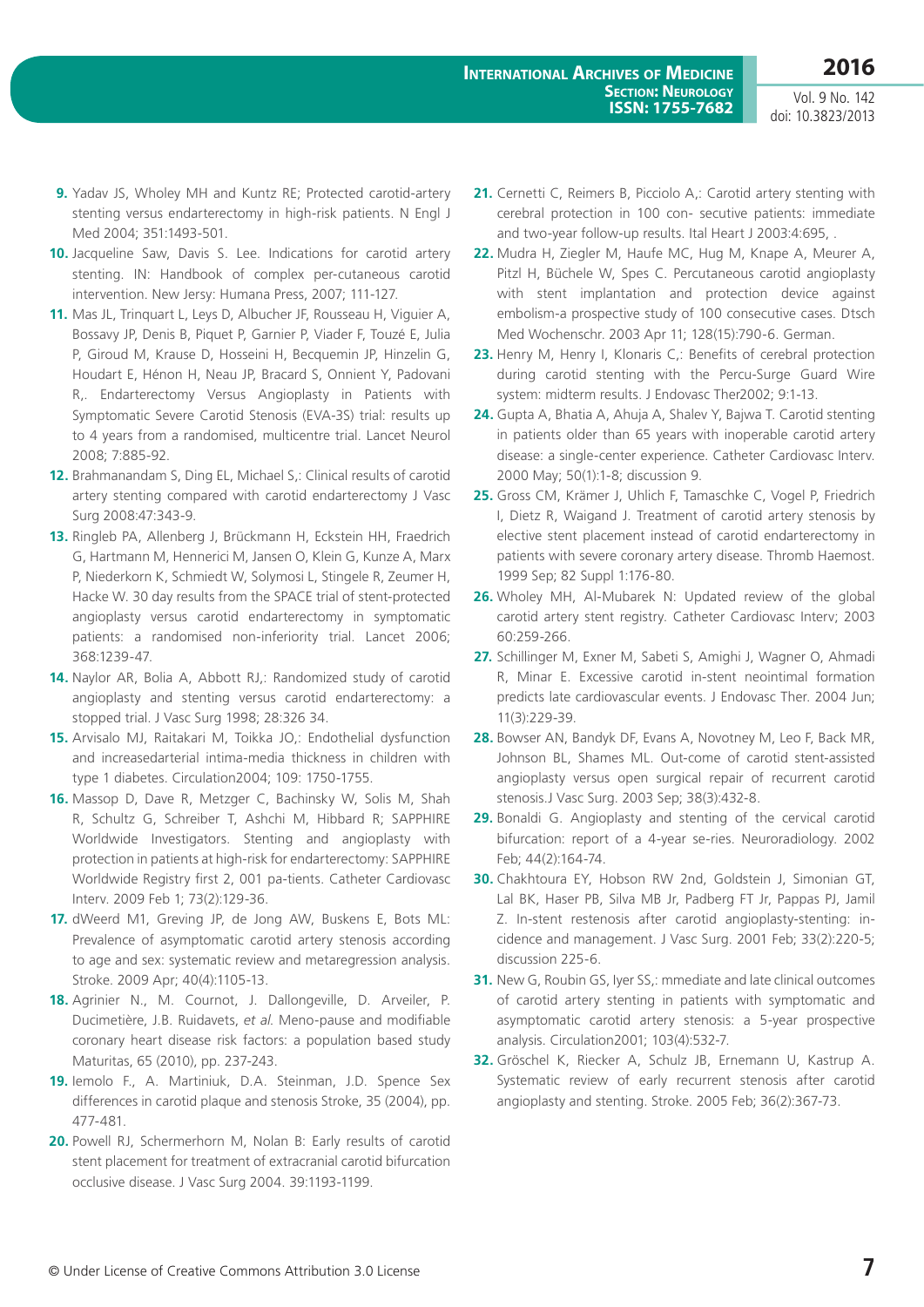9. Yadav JS, Wholey MH and Kuntz RE; Protected carotid-artery stenting versus endarterectomy in high-risk patients. N Engl J Med 2004; 351:1493-501.
10. Jacqueline Saw, Davis S. Lee. Indications for carotid artery stenting. IN: Handbook of complex per-cutaneous carotid intervention. New Jersy: Humana Press, 2007; 111-127.
11. Mas JL, Trinquart L, Leys D, Albucher JF, Rousseau H, Viguier A, Bossavy JP, Denis B, Piquet P, Garnier P, Viader F, Touzé E, Julia P, Giroud M, Krause D, Hosseini H, Becquemin JP, Hinzelin G, Houdart E, Hénon H, Neau JP, Bracard S, Onnient Y, Padovani R,. Endarterectomy Versus Angioplasty in Patients with Symptomatic Severe Carotid Stenosis (EVA-3S) trial: results up to 4 years from a randomised, multicentre trial. Lancet Neurol 2008; 7:885-92.
12. Brahmanandam S, Ding EL, Michael S,: Clinical results of carotid artery stenting compared with carotid endarterectomy J Vasc Surg 2008:47:343-9.
13. Ringleb PA, Allenberg J, Brückmann H, Eckstein HH, Fraedrich G, Hartmann M, Hennerici M, Jansen O, Klein G, Kunze A, Marx P, Niederkorn K, Schmiedt W, Solymosi L, Stingele R, Zeumer H, Hacke W. 30 day results from the SPACE trial of stent-protected angioplasty versus carotid endarterectomy in symptomatic patients: a randomised non-inferiority trial. Lancet 2006; 368:1239-47.
14. Naylor AR, Bolia A, Abbott RJ,: Randomized study of carotid angioplasty and stenting versus carotid endarterectomy: a stopped trial. J Vasc Surg 1998; 28:326 34.
15. Arvisalo MJ, Raitakari M, Toikka JO,: Endothelial dysfunction and increasedarterial intima-media thickness in children with type 1 diabetes. Circulation2004; 109: 1750-1755.
16. Massop D, Dave R, Metzger C, Bachinsky W, Solis M, Shah R, Schultz G, Schreiber T, Ashchi M, Hibbard R; SAPPHIRE Worldwide Investigators. Stenting and angioplasty with protection in patients at high-risk for endarterectomy: SAPPHIRE Worldwide Registry first 2, 001 pa-tients. Catheter Cardiovasc Interv. 2009 Feb 1; 73(2):129-36.
17. dWeerd M1, Greving JP, de Jong AW, Buskens E, Bots ML: Prevalence of asymptomatic carotid artery stenosis according to age and sex: systematic review and metaregression analysis. Stroke. 2009 Apr; 40(4):1105-13.
18. Agrinier N., M. Cournot, J. Dallongeville, D. Arveiler, P. Ducimetière, J.B. Ruidavets, *et al.* Meno-pause and modifiable coronary heart disease risk factors: a population based study Maturitas, 65 (2010), pp. 237-243.
19. Iemolo F., A. Martiniuk, D.A. Steinman, J.D. Spence Sex differences in carotid plaque and stenosis Stroke, 35 (2004), pp. 477-481.
20. Powell RJ, Schermerhorn M, Nolan B: Early results of carotid stent placement for treatment of extracranial carotid bifurcation occlusive disease. J Vasc Surg 2004. 39:1193-1199.
21. Cernetti C, Reimers B, Picciolo A,: Carotid artery stenting with cerebral protection in 100 con- secutive patients: immediate and two-year follow-up results. Ital Heart J 2003:4:695, .
22. Mudra H, Ziegler M, Haufe MC, Hug M, Knape A, Meurer A, Pitzl H, Büchele W, Spes C. Percutaneous carotid angioplasty with stent implantation and protection device against embolism-a prospective study of 100 consecutive cases. Dtsch Med Wochenschr. 2003 Apr 11; 128(15):790-6. German.
23. Henry M, Henry I, Klonaris C,: Benefits of cerebral protection during carotid stenting with the Percu-Surge Guard Wire system: midterm results. J Endovasc Ther2002; 9:1-13.
24. Gupta A, Bhatia A, Ahuja A, Shalev Y, Bajwa T. Carotid stenting in patients older than 65 years with inoperable carotid artery disease: a single-center experience. Catheter Cardiovasc Interv. 2000 May; 50(1):1-8; discussion 9.
25. Gross CM, Krämer J, Uhlich F, Tamaschke C, Vogel P, Friedrich I, Dietz R, Waigand J. Treatment of carotid artery stenosis by elective stent placement instead of carotid endarterectomy in patients with severe coronary artery disease. Thromb Haemost. 1999 Sep; 82 Suppl 1:176-80.
26. Wholey MH, Al-Mubarek N: Updated review of the global carotid artery stent registry. Catheter Cardiovasc Interv; 2003 60:259-266.
27. Schillinger M, Exner M, Sabeti S, Amighi J, Wagner O, Ahmadi R, Minar E. Excessive carotid in-stent neointimal formation predicts late cardiovascular events. J Endovasc Ther. 2004 Jun; 11(3):229-39.
28. Bowser AN, Bandyk DF, Evans A, Novotney M, Leo F, Back MR, Johnson BL, Shames ML. Out-come of carotid stent-assisted angioplasty versus open surgical repair of recurrent carotid stenosis.J Vasc Surg. 2003 Sep; 38(3):432-8.
29. Bonaldi G. Angioplasty and stenting of the cervical carotid bifurcation: report of a 4-year se-ries. Neuroradiology. 2002 Feb; 44(2):164-74.
30. Chakhtoura EY, Hobson RW 2nd, Goldstein J, Simonian GT, Lal BK, Haser PB, Silva MB Jr, Padberg FT Jr, Pappas PJ, Jamil Z. In-stent restenosis after carotid angioplasty-stenting: in-cidence and management. J Vasc Surg. 2001 Feb; 33(2):220-5; discussion 225-6.
31. New G, Roubin GS, Iyer SS,: mmediate and late clinical outcomes of carotid artery stenting in patients with symptomatic and asymptomatic carotid artery stenosis: a 5-year prospective analysis. Circulation2001; 103(4):532-7.
32. Gröschel K, Riecker A, Schulz JB, Ernemann U, Kastrup A. Systematic review of early recurrent stenosis after carotid angioplasty and stenting. Stroke. 2005 Feb; 36(2):367-73.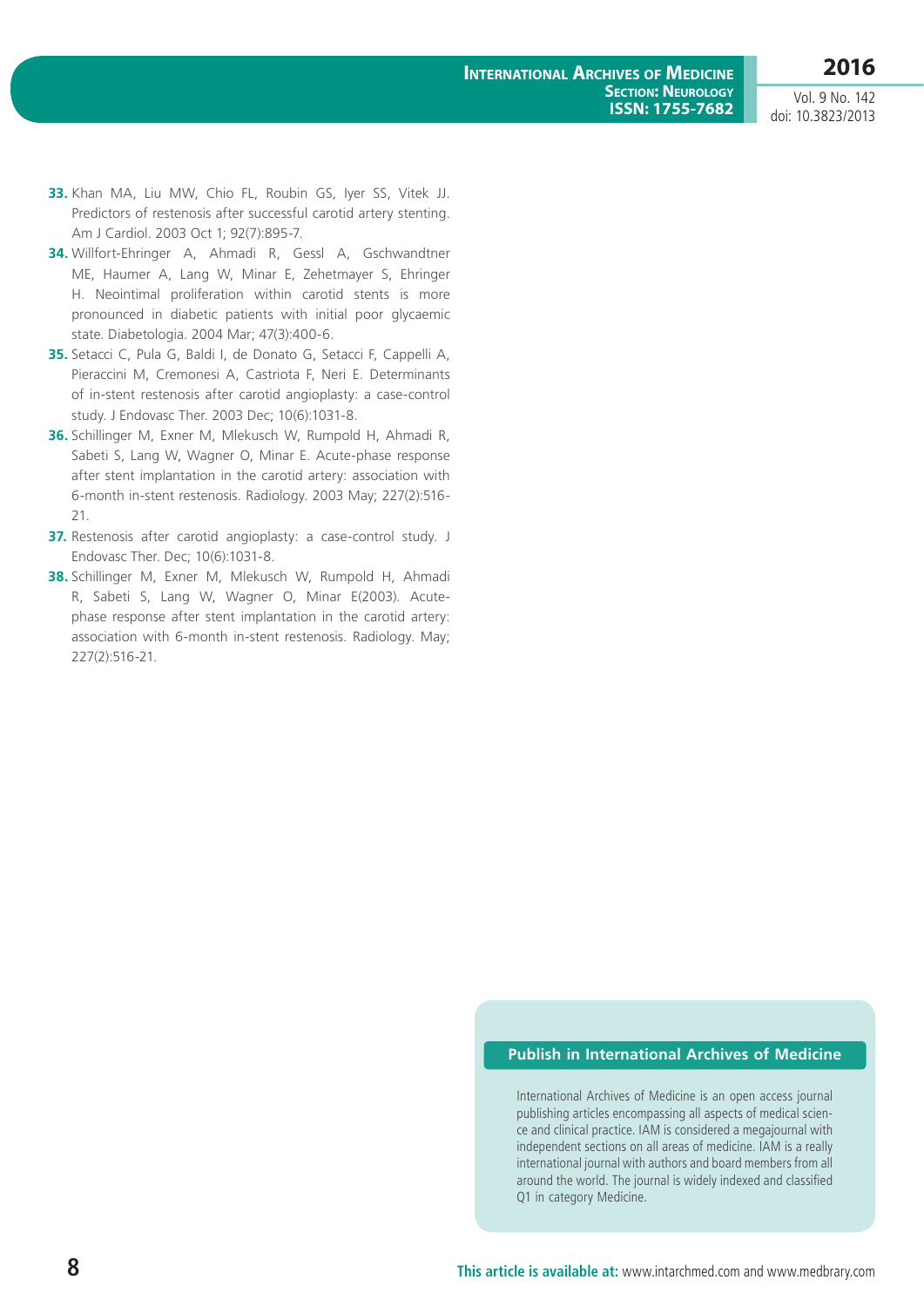33. Khan MA, Liu MW, Chio FL, Roubin GS, Iyer SS, Vitek JJ. Predictors of restenosis after successful carotid artery stenting. Am J Cardiol. 2003 Oct 1; 92(7):895-7.
34. Willfort-Ehringer A, Ahmadi R, Gessl A, Gschwandtner ME, Haumer A, Lang W, Minar E, Zehetmayer S, Ehringer H. Neointimal proliferation within carotid stents is more pronounced in diabetic patients with initial poor glycaemic state. Diabetologia. 2004 Mar; 47(3):400-6.
35. Setacci C, Pula G, Baldi I, de Donato G, Setacci F, Cappelli A, Pieraccini M, Cremonesi A, Castriota F, Neri E. Determinants of in-stent restenosis after carotid angioplasty: a case-control study. J Endovasc Ther. 2003 Dec; 10(6):1031-8.
36. Schillinger M, Exner M, Mlekusch W, Rumpold H, Ahmadi R, Sabeti S, Lang W, Wagner O, Minar E. Acute-phase response after stent implantation in the carotid artery: association with 6-month in-stent restenosis. Radiology. 2003 May; 227(2):516-21.
37. Restenosis after carotid angioplasty: a case-control study. J Endovasc Ther. Dec; 10(6):1031-8.
38. Schillinger M, Exner M, Mlekusch W, Rumpold H, Ahmadi R, Sabeti S, Lang W, Wagner O, Minar E(2003). Acute-phase response after stent implantation in the carotid artery: association with 6-month in-stent restenosis. Radiology. May; 227(2):516-21.

**Publish in International Archives of Medicine**

International Archives of Medicine is an open access journal publishing articles encompassing all aspects of medical science and clinical practice. IAM is considered a megajournal with independent sections on all areas of medicine. IAM is a really international journal with authors and board members from all around the world. The journal is widely indexed and classified Q1 in category Medicine.